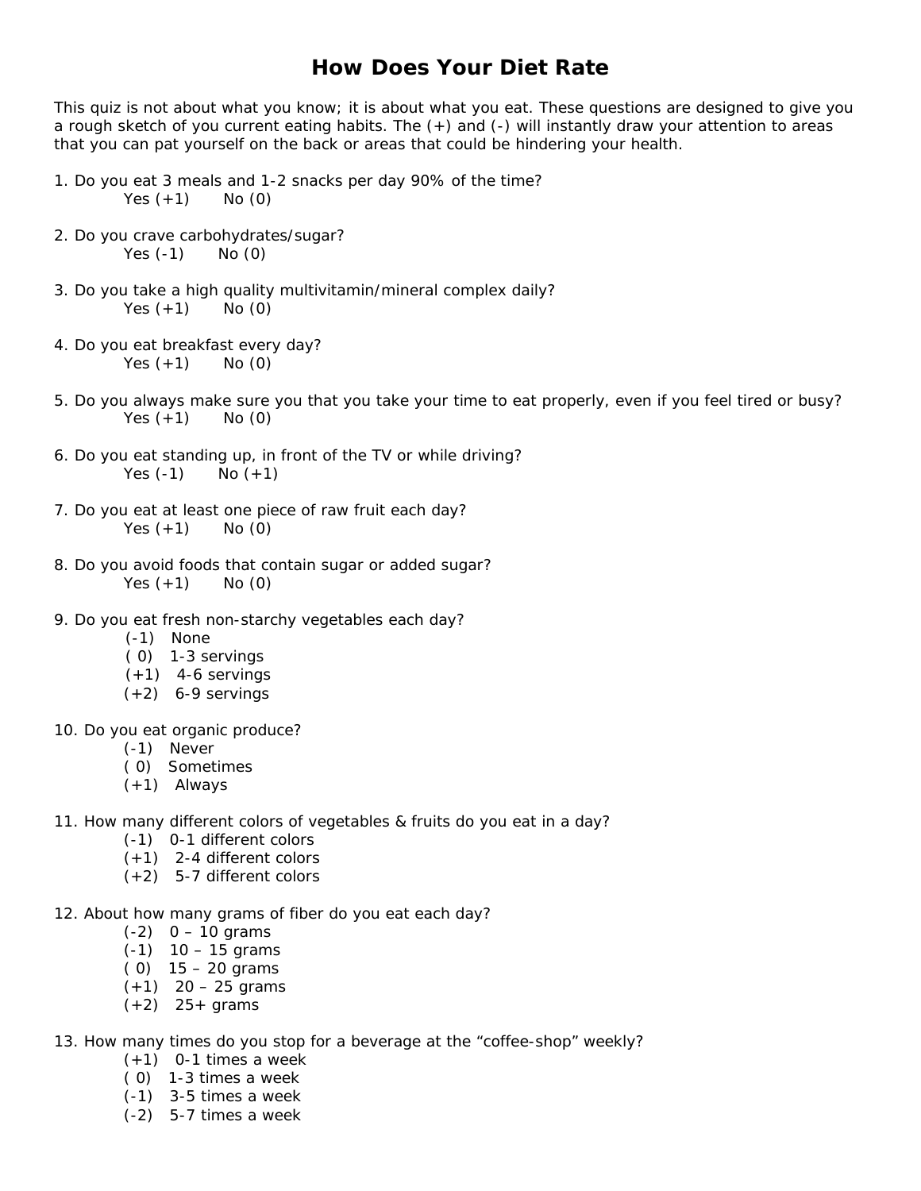# How Does Your Diet Rate

This quiz is not about what you know; it is about what you eat. These questions are designed to give you a rough sketch of you current eating habits. The (+) and (-) will instantly draw your attention to areas that you can pat yourself on the back or areas that could be hindering your health.

1. Do you eat 3 meals and 1-2 snacks per day 90% of the time?
   Yes (+1) No (0)

2. Do you crave carbohydrates/sugar?
   Yes (-1) No (0)

3. Do you take a high quality multivitamin/mineral complex daily?
   Yes (+1) No (0)

4. Do you eat breakfast every day?
   Yes (+1) No (0)

5. Do you always make sure you that you take your time to eat properly, even if you feel tired or busy?
   Yes (+1) No (0)

6. Do you eat standing up, in front of the TV or while driving?
   Yes (-1) No (+1)

7. Do you eat at least one piece of raw fruit each day?
   Yes (+1) No (0)

8. Do you avoid foods that contain sugar or added sugar?
   Yes (+1) No (0)

9. Do you eat fresh non-starchy vegetables each day?
   - (-1) None
   - ( 0) 1-3 servings
   - (+1) 4-6 servings
   - (+2) 6-9 servings

10. Do you eat organic produce?
    - (-1) Never
    - ( 0) Sometimes
    - (+1) Always

11. How many different colors of vegetables & fruits do you eat in a day?
    - (-1) 0-1 different colors
    - (+1) 2-4 different colors
    - (+2) 5-7 different colors

12. About how many grams of fiber do you eat each day?
    - (-2) 0 – 10 grams
    - (-1) 10 – 15 grams
    - ( 0) 15 – 20 grams
    - (+1) 20 – 25 grams
    - (+2) 25+ grams

13. How many times do you stop for a beverage at the "coffee-shop" weekly?
    - (+1) 0-1 times a week
    - ( 0) 1-3 times a week
    - (-1) 3-5 times a week
    - (-2) 5-7 times a week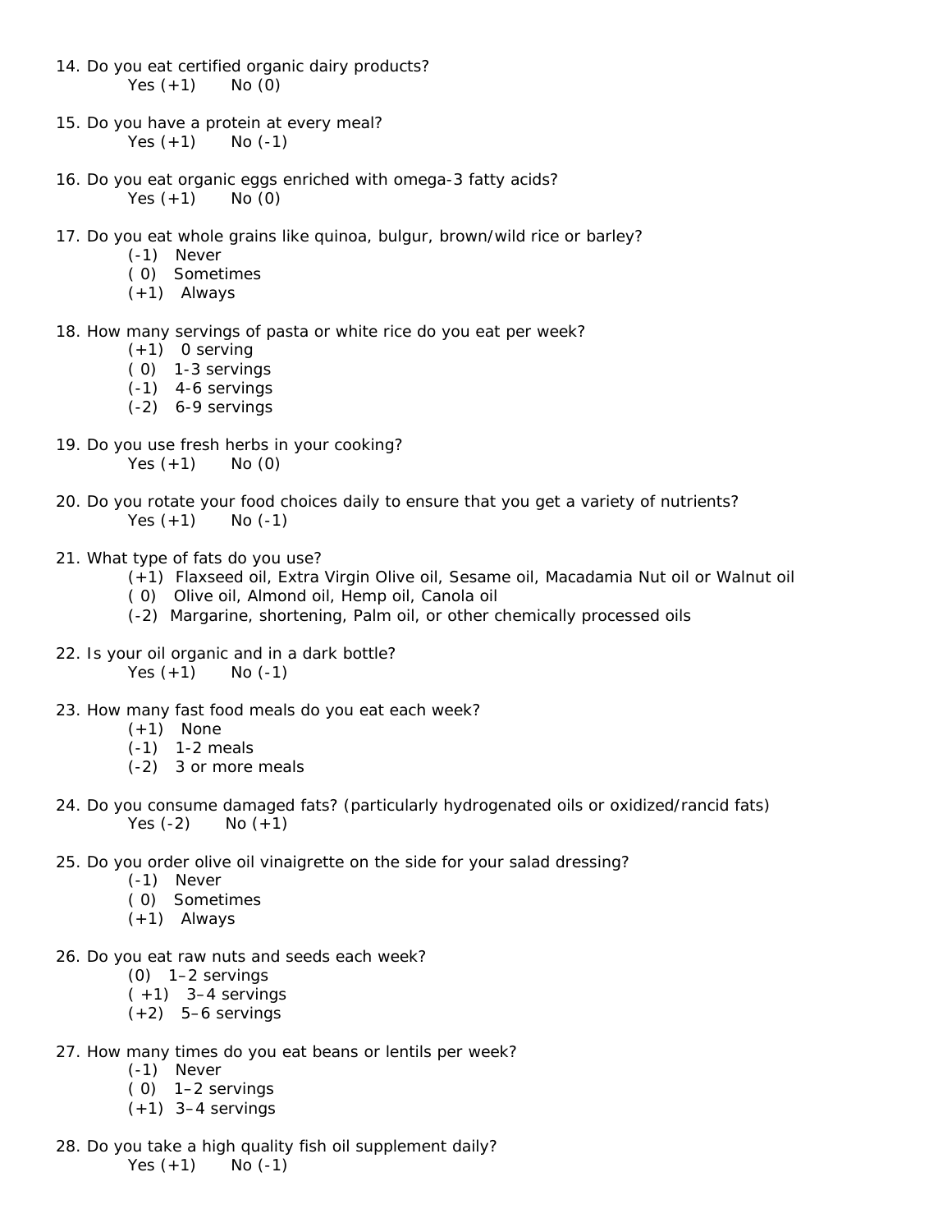14. Do you eat certified organic dairy products?
    Yes (+1)  No (0)

15. Do you have a protein at every meal?
    Yes (+1)  No (-1)

16. Do you eat organic eggs enriched with omega-3 fatty acids?
    Yes (+1)  No (0)

17. Do you eat whole grains like quinoa, bulgur, brown/wild rice or barley?
    - (-1) Never
    - ( 0) Sometimes
    - (+1) Always

18. How many servings of pasta or white rice do you eat per week?
    - (+1) 0 serving
    - ( 0) 1-3 servings
    - (-1) 4-6 servings
    - (-2) 6-9 servings

19. Do you use fresh herbs in your cooking?
    Yes (+1)  No (0)

20. Do you rotate your food choices daily to ensure that you get a variety of nutrients?
    Yes (+1)  No (-1)

21. What type of fats do you use?
    - (+1) Flaxseed oil, Extra Virgin Olive oil, Sesame oil, Macadamia Nut oil or Walnut oil
    - ( 0) Olive oil, Almond oil, Hemp oil, Canola oil
    - (-2) Margarine, shortening, Palm oil, or other chemically processed oils

22. Is your oil organic and in a dark bottle?
    Yes (+1)  No (-1)

23. How many fast food meals do you eat each week?
    - (+1) None
    - (-1) 1-2 meals
    - (-2) 3 or more meals

24. Do you consume damaged fats? (particularly hydrogenated oils or oxidized/rancid fats)
    Yes (-2)  No (+1)

25. Do you order olive oil vinaigrette on the side for your salad dressing?
    - (-1) Never
    - ( 0) Sometimes
    - (+1) Always

26. Do you eat raw nuts and seeds each week?
    - (0) 1–2 servings
    - ( +1) 3–4 servings
    - (+2) 5–6 servings

27. How many times do you eat beans or lentils per week?
    - (-1) Never
    - ( 0) 1–2 servings
    - (+1) 3–4 servings

28. Do you take a high quality fish oil supplement daily?
    Yes (+1)  No (-1)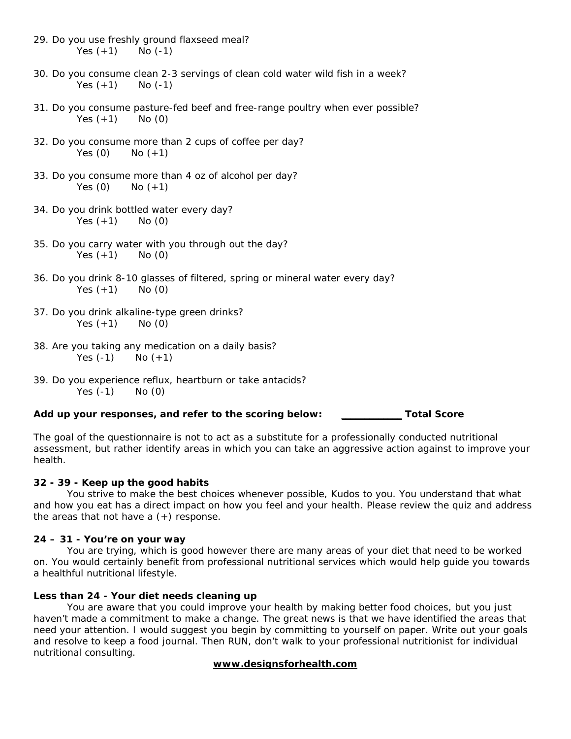29. Do you use freshly ground flaxseed meal?
    Yes (+1)    No (-1)

30. Do you consume clean 2-3 servings of clean cold water wild fish in a week?
    Yes (+1)    No (-1)

31. Do you consume pasture-fed beef and free-range poultry when ever possible?
    Yes (+1)    No (0)

32. Do you consume more than 2 cups of coffee per day?
    Yes (0)    No (+1)

33. Do you consume more than 4 oz of alcohol per day?
    Yes (0)    No (+1)

34. Do you drink bottled water every day?
    Yes (+1)    No (0)

35. Do you carry water with you through out the day?
    Yes (+1)    No (0)

36. Do you drink 8-10 glasses of filtered, spring or mineral water every day?
    Yes (+1)    No (0)

37. Do you drink alkaline-type green drinks?
    Yes (+1)    No (0)

38. Are you taking any medication on a daily basis?
    Yes (-1)    No (+1)

39. Do you experience reflux, heartburn or take antacids?
    Yes (-1)    No (0)

**Add up your responses, and refer to the scoring below: __________ Total Score**

The goal of the questionnaire is not to act as a substitute for a professionally conducted nutritional assessment, but rather identify areas in which you can take an aggressive action against to improve your health.

**32 - 39 - Keep up the good habits**

You strive to make the best choices whenever possible, Kudos to you. You understand that what and how you eat has a direct impact on how you feel and your health. Please review the quiz and address the areas that not have a (+) response.

**24 – 31 - You're on your way**

You are trying, which is good however there are many areas of your diet that need to be worked on. You would certainly benefit from professional nutritional services which would help guide you towards a healthful nutritional lifestyle.

**Less than 24 - Your diet needs cleaning up**

You are aware that you could improve your health by making better food choices, but you just haven't made a commitment to make a change. The great news is that we have identified the areas that need your attention. I would suggest you begin by committing to yourself on paper. Write out your goals and resolve to keep a food journal. Then RUN, don't walk to your professional nutritionist for individual nutritional consulting.

**www.designsforhealth.com**